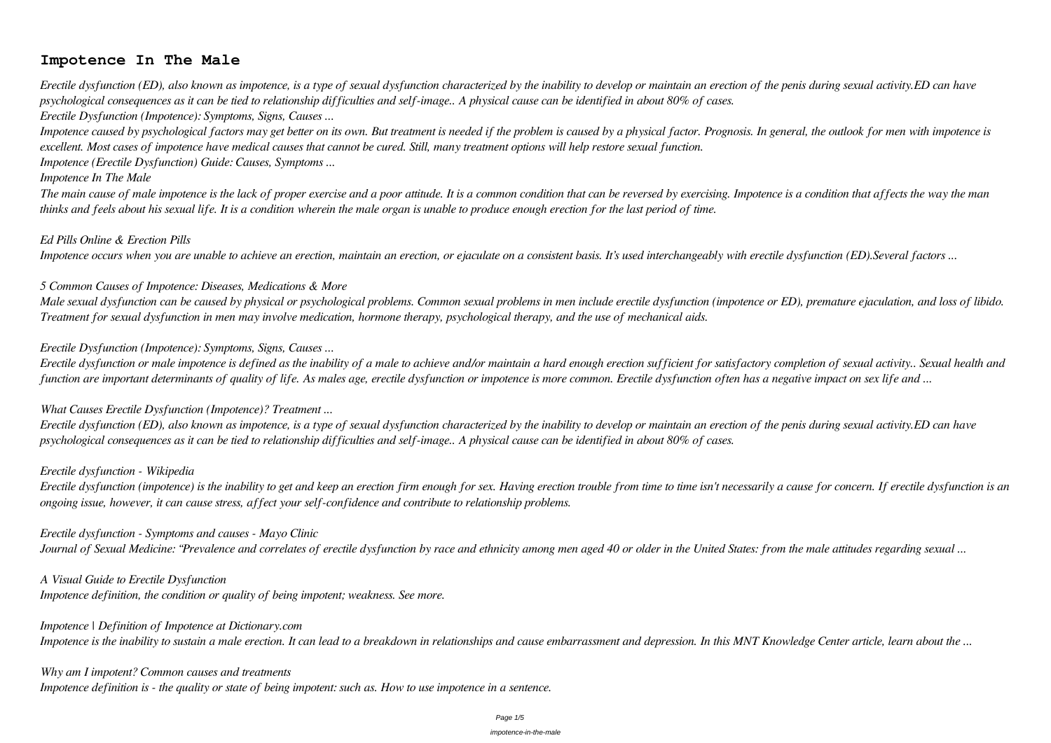# Impotence In The Male

*Erectile dysfunction (ED), also known as impotence, is a type of sexual dysfunction characterized by the inability to develop or maintain an erection of the penis during sexual activity.ED can have psychological consequences as it can be tied to relationship difficulties and self-image.. A physical cause can be identified in about 80% of cases.*

*Erectile Dysfunction (Impotence): Symptoms, Signs, Causes ...*

*Impotence caused by psychological factors may get better on its own. But treatment is needed if the problem is caused by a physical factor. Prognosis. In general, the outlook for men with impotence is excellent. Most cases of impotence have medical causes that cannot be cured. Still, many treatment options will help restore sexual function.*

*Impotence (Erectile Dysfunction) Guide: Causes, Symptoms ...*

*Impotence In The Male*

*The main cause of male impotence is the lack of proper exercise and a poor attitude. It is a common condition that can be reversed by exercising. Impotence is a condition that affects the way the man thinks and feels about his sexual life. It is a condition wherein the male organ is unable to produce enough erection for the last period of time.*

*Ed Pills Online & Erection Pills*

*Impotence occurs when you are unable to achieve an erection, maintain an erection, or ejaculate on a consistent basis. It's used interchangeably with erectile dysfunction (ED).Several factors ...*

*5 Common Causes of Impotence: Diseases, Medications & More*

*Male sexual dysfunction can be caused by physical or psychological problems. Common sexual problems in men include erectile dysfunction (impotence or ED), premature ejaculation, and loss of libido. Treatment for sexual dysfunction in men may involve medication, hormone therapy, psychological therapy, and the use of mechanical aids.*

*Erectile Dysfunction (Impotence): Symptoms, Signs, Causes ...*

*Erectile dysfunction or male impotence is defined as the inability of a male to achieve and/or maintain a hard enough erection sufficient for satisfactory completion of sexual activity.. Sexual health and function are important determinants of quality of life. As males age, erectile dysfunction or impotence is more common. Erectile dysfunction often has a negative impact on sex life and ...*

*What Causes Erectile Dysfunction (Impotence)? Treatment ...*

*Erectile dysfunction (ED), also known as impotence, is a type of sexual dysfunction characterized by the inability to develop or maintain an erection of the penis during sexual activity.ED can have psychological consequences as it can be tied to relationship difficulties and self-image.. A physical cause can be identified in about 80% of cases.*

*Erectile dysfunction - Wikipedia*

*Erectile dysfunction (impotence) is the inability to get and keep an erection firm enough for sex. Having erection trouble from time to time isn't necessarily a cause for concern. If erectile dysfunction is an ongoing issue, however, it can cause stress, affect your self-confidence and contribute to relationship problems.*

*Erectile dysfunction - Symptoms and causes - Mayo Clinic*

*Journal of Sexual Medicine: "Prevalence and correlates of erectile dysfunction by race and ethnicity among men aged 40 or older in the United States: from the male attitudes regarding sexual ...*

*A Visual Guide to Erectile Dysfunction*

*Impotence definition, the condition or quality of being impotent; weakness. See more.*

*Impotence | Definition of Impotence at Dictionary.com*

*Impotence is the inability to sustain a male erection. It can lead to a breakdown in relationships and cause embarrassment and depression. In this MNT Knowledge Center article, learn about the ...*

*Why am I impotent? Common causes and treatments*

*Impotence definition is - the quality or state of being impotent: such as. How to use impotence in a sentence.*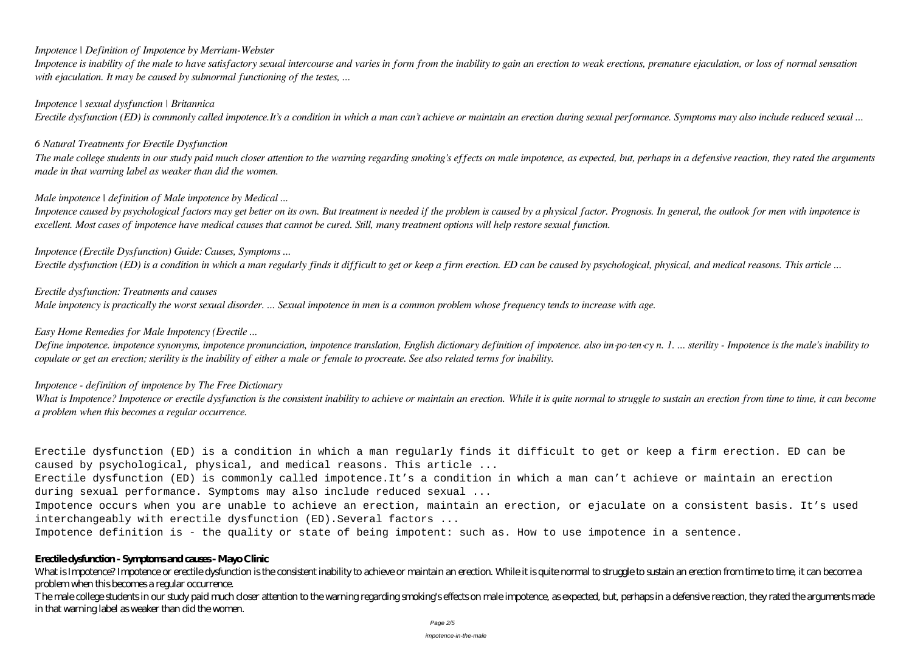*Impotence | Definition of Impotence by Merriam-Webster*

*Impotence is inability of the male to have satisfactory sexual intercourse and varies in form from the inability to gain an erection to weak erections, premature ejaculation, or loss of normal sensation with ejaculation. It may be caused by subnormal functioning of the testes, ...*

*Impotence | sexual dysfunction | Britannica*

*Erectile dysfunction (ED) is commonly called impotence.It's a condition in which a man can't achieve or maintain an erection during sexual performance. Symptoms may also include reduced sexual ...*

*6 Natural Treatments for Erectile Dysfunction*

*The male college students in our study paid much closer attention to the warning regarding smoking's effects on male impotence, as expected, but, perhaps in a defensive reaction, they rated the arguments made in that warning label as weaker than did the women.*

*Male impotence | definition of Male impotence by Medical ...*

*Impotence caused by psychological factors may get better on its own. But treatment is needed if the problem is caused by a physical factor. Prognosis. In general, the outlook for men with impotence is excellent. Most cases of impotence have medical causes that cannot be cured. Still, many treatment options will help restore sexual function.*

*Impotence (Erectile Dysfunction) Guide: Causes, Symptoms ...*

*Erectile dysfunction (ED) is a condition in which a man regularly finds it difficult to get or keep a firm erection. ED can be caused by psychological, physical, and medical reasons. This article ...*

*Erectile dysfunction: Treatments and causes*

*Male impotency is practically the worst sexual disorder. ... Sexual impotence in men is a common problem whose frequency tends to increase with age.*

*Easy Home Remedies for Male Impotency (Erectile ...*

*Define impotence. impotence synonyms, impotence pronunciation, impotence translation, English dictionary definition of impotence. also im·po·ten·cy n. 1. ... sterility - Impotence is the male's inability to copulate or get an erection; sterility is the inability of either a male or female to procreate. See also related terms for inability.*

*Impotence - definition of impotence by The Free Dictionary*

*What is Impotence? Impotence or erectile dysfunction is the consistent inability to achieve or maintain an erection. While it is quite normal to struggle to sustain an erection from time to time, it can become a problem when this becomes a regular occurrence.*

Erectile dysfunction (ED) is a condition in which a man regularly finds it difficult to get or keep a firm erection. ED can be caused by psychological, physical, and medical reasons. This article ...

Erectile dysfunction (ED) is commonly called impotence.It's a condition in which a man can't achieve or maintain an erection during sexual performance. Symptoms may also include reduced sexual ...

Impotence occurs when you are unable to achieve an erection, maintain an erection, or ejaculate on a consistent basis. It's used interchangeably with erectile dysfunction (ED).Several factors ...

Impotence definition is - the quality or state of being impotent: such as. How to use impotence in a sentence.

**Erectile dysfunction - Symptoms and causes - Mayo Clinic**

What is Impotence? Impotence or erectile dysfunction is the consistent inability to achieve or maintain an erection. While it is quite normal to struggle to sustain an erection from time to time, it can become a problem when this becomes a regular occurrence.

The male college students in our study paid much closer attention to the warning regarding smoking's effects on male impotence, as expected, but, perhaps in a defensive reaction, they rated the arguments made in that warning label as weaker than did the women.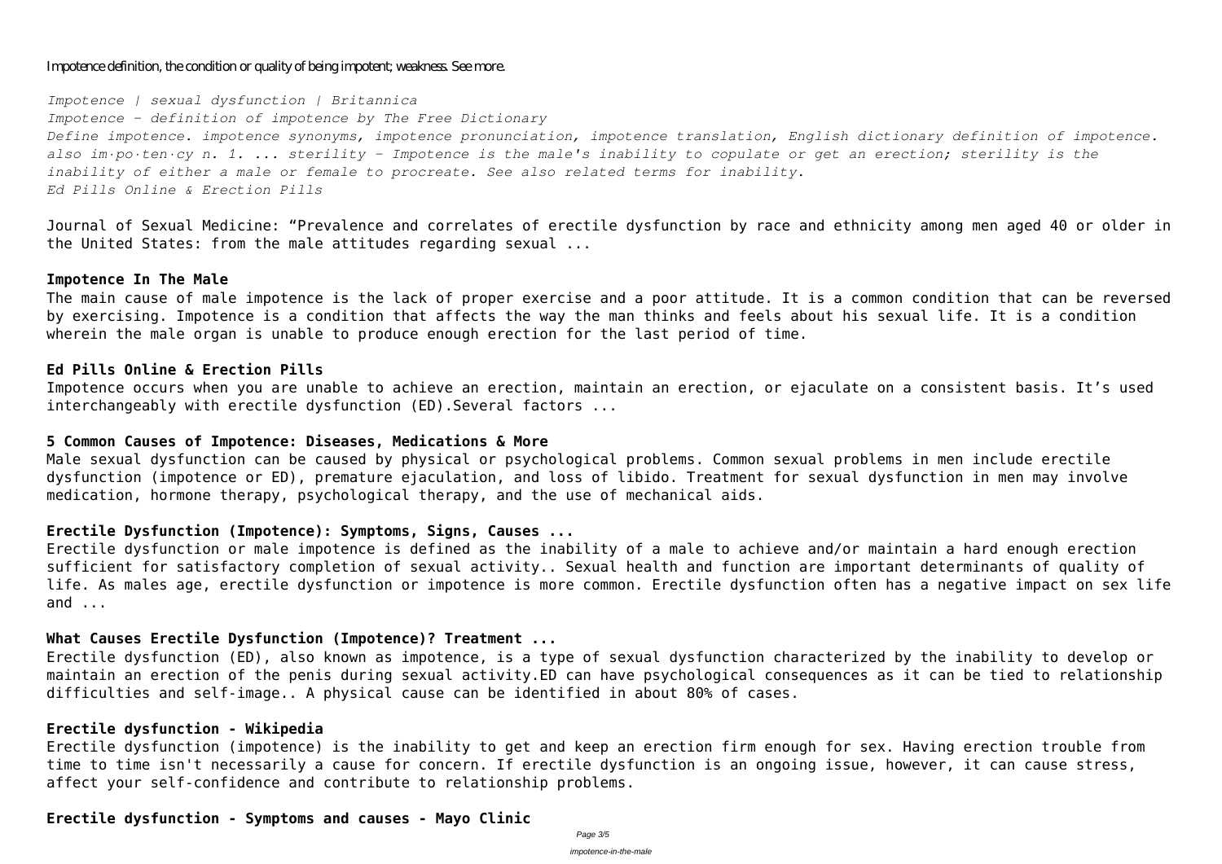Impotence definition, the condition or quality of being impotent; weakness. See more.

*Impotence | sexual dysfunction | Britannica*
*Impotence - definition of impotence by The Free Dictionary*
*Define impotence. impotence synonyms, impotence pronunciation, impotence translation, English dictionary definition of impotence. also im·po·ten·cy n. 1. ... sterility - Impotence is the male's inability to copulate or get an erection; sterility is the inability of either a male or female to procreate. See also related terms for inability.*
*Ed Pills Online & Erection Pills*

Journal of Sexual Medicine: "Prevalence and correlates of erectile dysfunction by race and ethnicity among men aged 40 or older in the United States: from the male attitudes regarding sexual ...

**Impotence In The Male**

The main cause of male impotence is the lack of proper exercise and a poor attitude. It is a common condition that can be reversed by exercising. Impotence is a condition that affects the way the man thinks and feels about his sexual life. It is a condition wherein the male organ is unable to produce enough erection for the last period of time.

**Ed Pills Online & Erection Pills**

Impotence occurs when you are unable to achieve an erection, maintain an erection, or ejaculate on a consistent basis. It's used interchangeably with erectile dysfunction (ED).Several factors ...

**5 Common Causes of Impotence: Diseases, Medications & More**

Male sexual dysfunction can be caused by physical or psychological problems. Common sexual problems in men include erectile dysfunction (impotence or ED), premature ejaculation, and loss of libido. Treatment for sexual dysfunction in men may involve medication, hormone therapy, psychological therapy, and the use of mechanical aids.

**Erectile Dysfunction (Impotence): Symptoms, Signs, Causes ...**

Erectile dysfunction or male impotence is defined as the inability of a male to achieve and/or maintain a hard enough erection sufficient for satisfactory completion of sexual activity.. Sexual health and function are important determinants of quality of life. As males age, erectile dysfunction or impotence is more common. Erectile dysfunction often has a negative impact on sex life and ...

**What Causes Erectile Dysfunction (Impotence)? Treatment ...**

Erectile dysfunction (ED), also known as impotence, is a type of sexual dysfunction characterized by the inability to develop or maintain an erection of the penis during sexual activity.ED can have psychological consequences as it can be tied to relationship difficulties and self-image.. A physical cause can be identified in about 80% of cases.

**Erectile dysfunction - Wikipedia**

Erectile dysfunction (impotence) is the inability to get and keep an erection firm enough for sex. Having erection trouble from time to time isn't necessarily a cause for concern. If erectile dysfunction is an ongoing issue, however, it can cause stress, affect your self-confidence and contribute to relationship problems.

**Erectile dysfunction - Symptoms and causes - Mayo Clinic**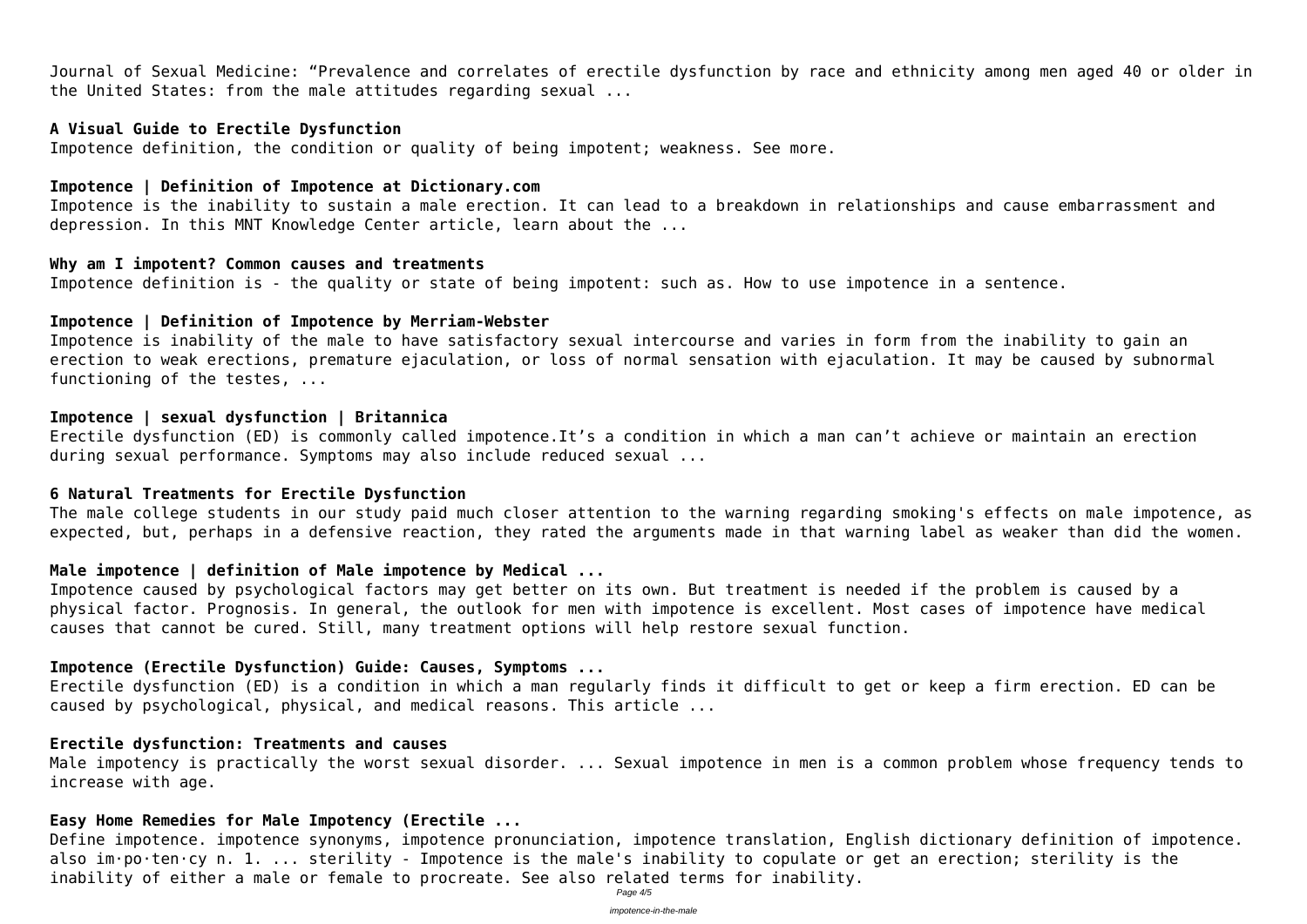Journal of Sexual Medicine: "Prevalence and correlates of erectile dysfunction by race and ethnicity among men aged 40 or older in the United States: from the male attitudes regarding sexual ...

**A Visual Guide to Erectile Dysfunction**

Impotence definition, the condition or quality of being impotent; weakness. See more.

**Impotence | Definition of Impotence at Dictionary.com**

Impotence is the inability to sustain a male erection. It can lead to a breakdown in relationships and cause embarrassment and depression. In this MNT Knowledge Center article, learn about the ...

**Why am I impotent? Common causes and treatments**

Impotence definition is - the quality or state of being impotent: such as. How to use impotence in a sentence.

**Impotence | Definition of Impotence by Merriam-Webster**

Impotence is inability of the male to have satisfactory sexual intercourse and varies in form from the inability to gain an erection to weak erections, premature ejaculation, or loss of normal sensation with ejaculation. It may be caused by subnormal functioning of the testes, ...

**Impotence | sexual dysfunction | Britannica**

Erectile dysfunction (ED) is commonly called impotence.It's a condition in which a man can't achieve or maintain an erection during sexual performance. Symptoms may also include reduced sexual ...

**6 Natural Treatments for Erectile Dysfunction**

The male college students in our study paid much closer attention to the warning regarding smoking's effects on male impotence, as expected, but, perhaps in a defensive reaction, they rated the arguments made in that warning label as weaker than did the women.

**Male impotence | definition of Male impotence by Medical ...**

Impotence caused by psychological factors may get better on its own. But treatment is needed if the problem is caused by a physical factor. Prognosis. In general, the outlook for men with impotence is excellent. Most cases of impotence have medical causes that cannot be cured. Still, many treatment options will help restore sexual function.

**Impotence (Erectile Dysfunction) Guide: Causes, Symptoms ...**

Erectile dysfunction (ED) is a condition in which a man regularly finds it difficult to get or keep a firm erection. ED can be caused by psychological, physical, and medical reasons. This article ...

**Erectile dysfunction: Treatments and causes**

Male impotency is practically the worst sexual disorder. ... Sexual impotence in men is a common problem whose frequency tends to increase with age.

**Easy Home Remedies for Male Impotency (Erectile ...**

Define impotence. impotence synonyms, impotence pronunciation, impotence translation, English dictionary definition of impotence. also im·po·ten·cy n. 1. ... sterility - Impotence is the male's inability to copulate or get an erection; sterility is the inability of either a male or female to procreate. See also related terms for inability.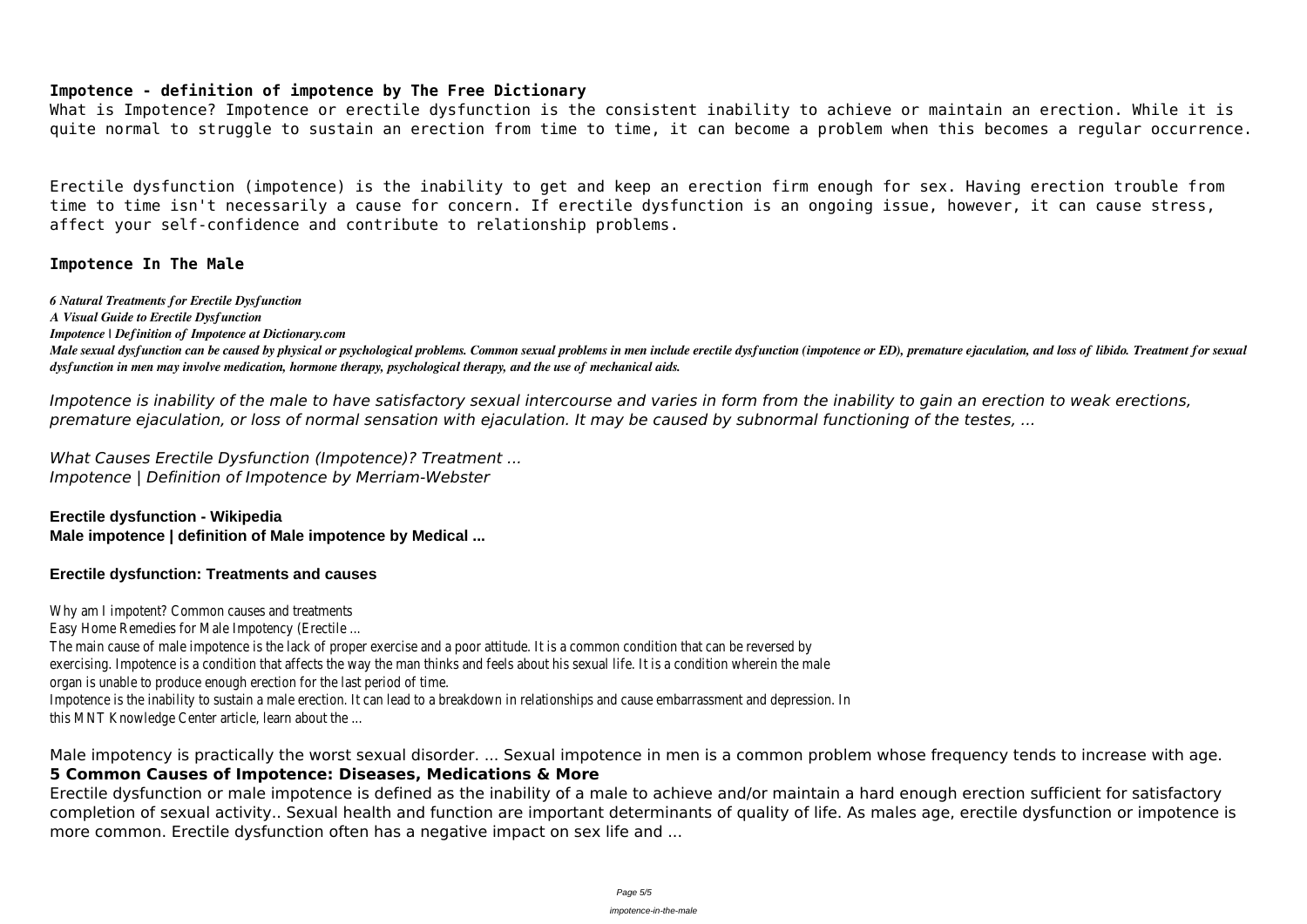**Impotence - definition of impotence by The Free Dictionary**

What is Impotence? Impotence or erectile dysfunction is the consistent inability to achieve or maintain an erection. While it is quite normal to struggle to sustain an erection from time to time, it can become a problem when this becomes a regular occurrence.

Erectile dysfunction (impotence) is the inability to get and keep an erection firm enough for sex. Having erection trouble from time to time isn't necessarily a cause for concern. If erectile dysfunction is an ongoing issue, however, it can cause stress, affect your self-confidence and contribute to relationship problems.

**Impotence In The Male**

***6 Natural Treatments for Erectile Dysfunction***

***A Visual Guide to Erectile Dysfunction***

***Impotence | Definition of Impotence at Dictionary.com***

***Male sexual dysfunction can be caused by physical or psychological problems. Common sexual problems in men include erectile dysfunction (impotence or ED), premature ejaculation, and loss of libido. Treatment for sexual dysfunction in men may involve medication, hormone therapy, psychological therapy, and the use of mechanical aids.***

*Impotence is inability of the male to have satisfactory sexual intercourse and varies in form from the inability to gain an erection to weak erections, premature ejaculation, or loss of normal sensation with ejaculation. It may be caused by subnormal functioning of the testes, ...*

*What Causes Erectile Dysfunction (Impotence)? Treatment ...*
*Impotence | Definition of Impotence by Merriam-Webster*

**Erectile dysfunction - Wikipedia**
**Male impotence | definition of Male impotence by Medical ...**

**Erectile dysfunction: Treatments and causes**

Why am I impotent? Common causes and treatments

Easy Home Remedies for Male Impotency (Erectile ...

The main cause of male impotence is the lack of proper exercise and a poor attitude. It is a common condition that can be reversed by exercising. Impotence is a condition that affects the way the man thinks and feels about his sexual life. It is a condition wherein the male organ is unable to produce enough erection for the last period of time.

Impotence is the inability to sustain a male erection. It can lead to a breakdown in relationships and cause embarrassment and depression. In this MNT Knowledge Center article, learn about the ...

Male impotency is practically the worst sexual disorder. ... Sexual impotence in men is a common problem whose frequency tends to increase with age.

**5 Common Causes of Impotence: Diseases, Medications & More**

Erectile dysfunction or male impotence is defined as the inability of a male to achieve and/or maintain a hard enough erection sufficient for satisfactory completion of sexual activity.. Sexual health and function are important determinants of quality of life. As males age, erectile dysfunction or impotence is more common. Erectile dysfunction often has a negative impact on sex life and ...